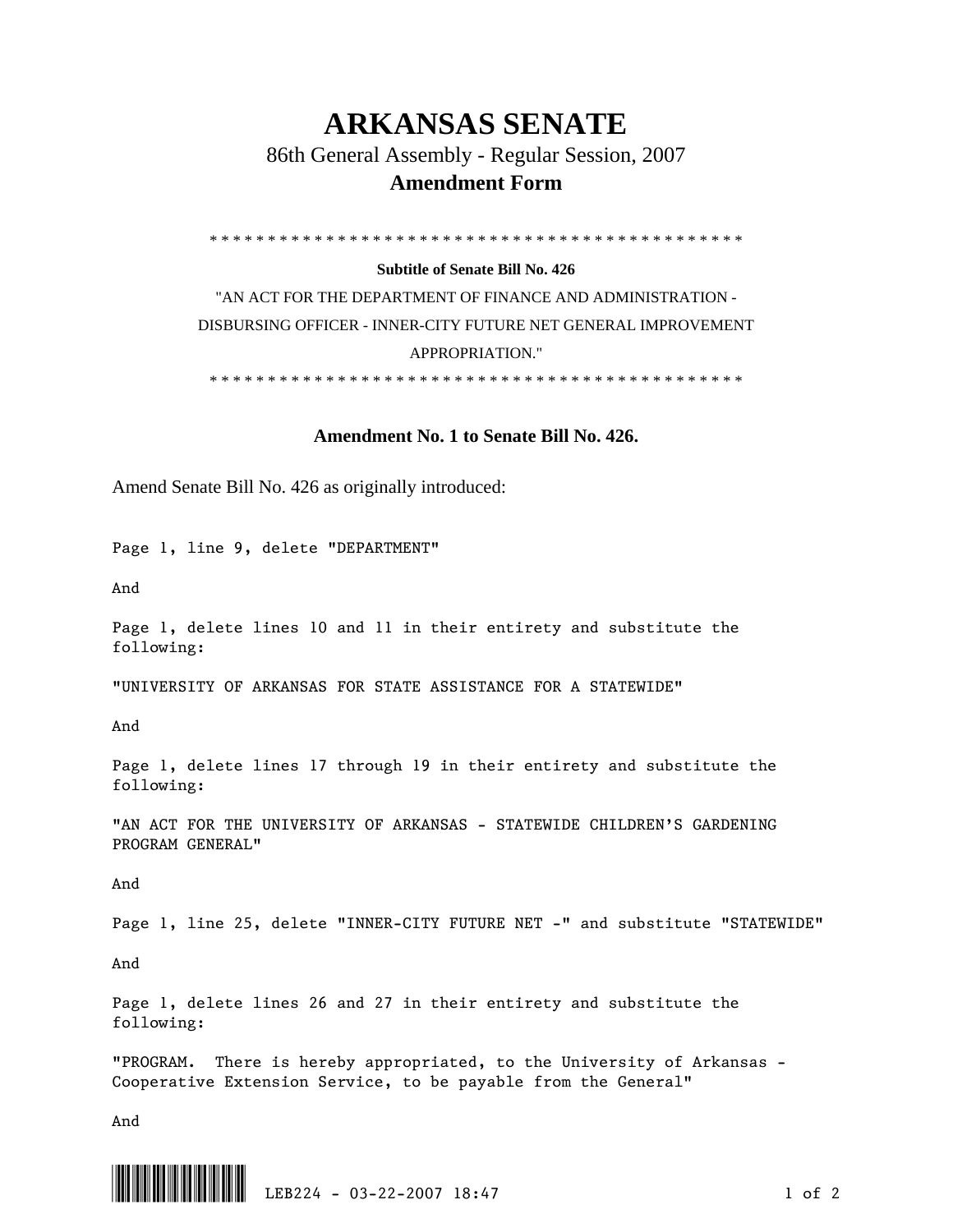# ARKANSAS SENATE

86th General Assembly - Regular Session, 2007

**Amendment Form**

\* \* \* \* \* \* \* \* \* \* \* \* \* \* \* \* \* \* \* \* \* \* \* \* \* \* \* \* \* \* \* \* \* \* \* \* \* \* \* \* \* \* \* \* \* \* \* \*

**Subtitle of Senate Bill No. 426**

"AN ACT FOR THE DEPARTMENT OF FINANCE AND ADMINISTRATION - DISBURSING OFFICER - INNER-CITY FUTURE NET GENERAL IMPROVEMENT APPROPRIATION."

\* \* \* \* \* \* \* \* \* \* \* \* \* \* \* \* \* \* \* \* \* \* \* \* \* \* \* \* \* \* \* \* \* \* \* \* \* \* \* \* \* \* \* \* \* \* \* \*

**Amendment No. 1 to Senate Bill No. 426.**

Amend Senate Bill No. 426 as originally introduced:

Page 1, line 9, delete "DEPARTMENT"

And

Page 1, delete lines 10 and 11 in their entirety and substitute the following:

"UNIVERSITY OF ARKANSAS FOR STATE ASSISTANCE FOR A STATEWIDE"

And

Page 1, delete lines 17 through 19 in their entirety and substitute the following:

"AN ACT FOR THE UNIVERSITY OF ARKANSAS - STATEWIDE CHILDREN'S GARDENING PROGRAM GENERAL"

And

Page 1, line 25, delete "INNER-CITY FUTURE NET -" and substitute "STATEWIDE"

And

Page 1, delete lines 26 and 27 in their entirety and substitute the following:

"PROGRAM. There is hereby appropriated, to the University of Arkansas - Cooperative Extension Service, to be payable from the General"

And

LEB224 - 03-22-2007 18:47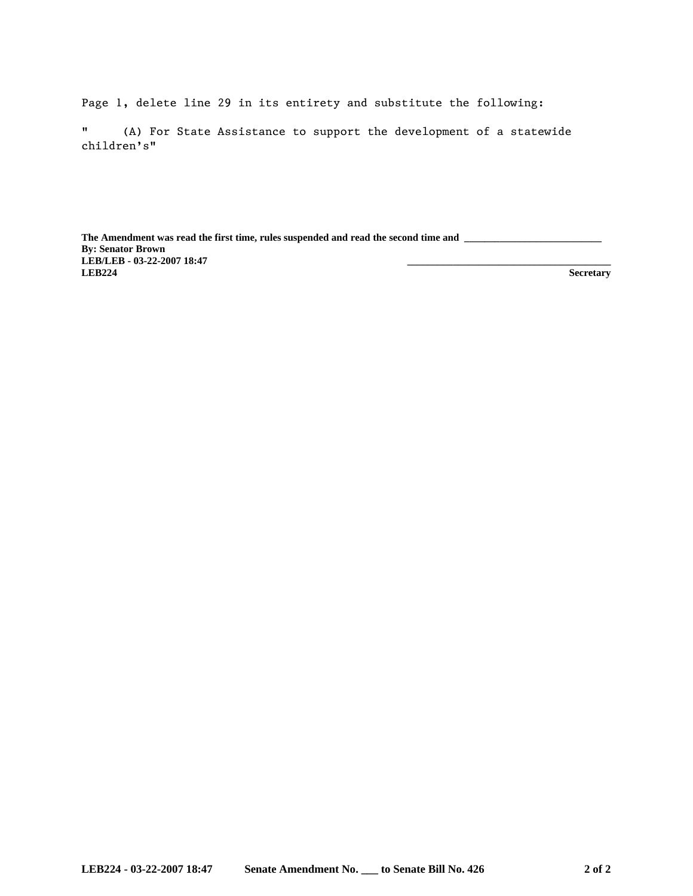Page 1, delete line 29 in its entirety and substitute the following:

"      (A) For State Assistance to support the development of a statewide children's"

**The Amendment was read the first time, rules suspended and read the second time and \_\_\_\_\_\_\_\_\_\_\_\_\_\_\_\_\_\_\_\_\_\_\_\_\_\_**
**By: Senator Brown**
**LEB/LEB - 03-22-2007 18:47**
**LEB224**

**\_\_\_\_\_\_\_\_\_\_\_\_\_\_\_\_\_\_\_\_\_\_\_\_\_\_\_\_\_\_\_\_\_\_\_\_\_\_\_\_**
**Secretary**